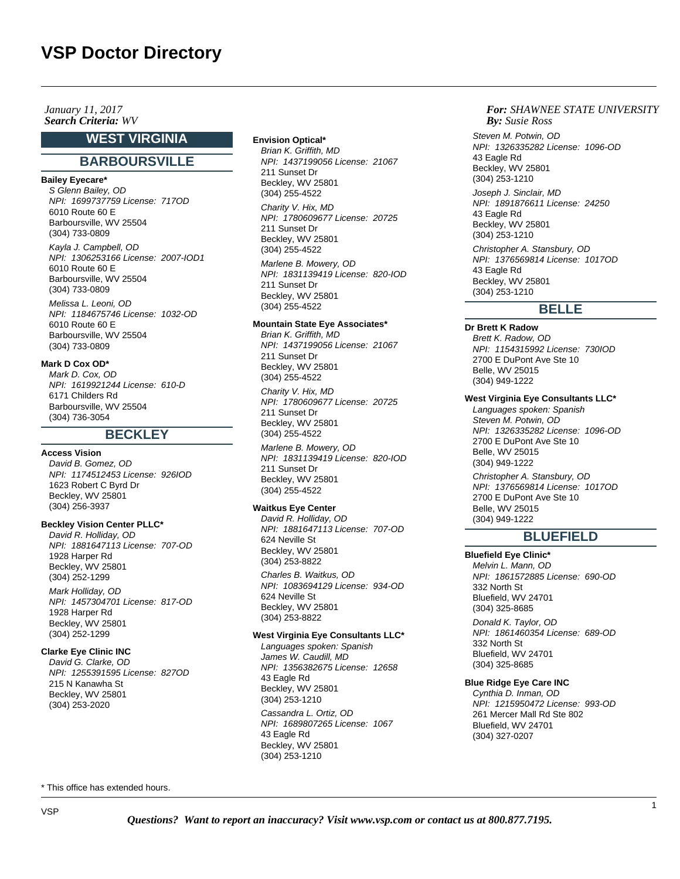# VSP Doctor Directory

*January 11, 2017*
***Search Criteria:*** *WV*

***For:*** *SHAWNEE STATE UNIVERSITY*
***By:*** *Susie Ross*

## WEST VIRGINIA

### BARBOURSVILLE

**Bailey Eyecare***
*S Glenn Bailey, OD*
*NPI: 1699737759 License: 717OD*
6010 Route 60 E
Barboursville, WV 25504
(304) 733-0809

*Kayla J. Campbell, OD*
*NPI: 1306253166 License: 2007-IOD1*
6010 Route 60 E
Barboursville, WV 25504
(304) 733-0809

*Melissa L. Leoni, OD*
*NPI: 1184675746 License: 1032-OD*
6010 Route 60 E
Barboursville, WV 25504
(304) 733-0809

**Mark D Cox OD***
*Mark D. Cox, OD*
*NPI: 1619921244 License: 610-D*
6171 Childers Rd
Barboursville, WV 25504
(304) 736-3054

### BECKLEY

**Access Vision**
*David B. Gomez, OD*
*NPI: 1174512453 License: 926IOD*
1623 Robert C Byrd Dr
Beckley, WV 25801
(304) 256-3937

**Beckley Vision Center PLLC***
*David R. Holliday, OD*
*NPI: 1881647113 License: 707-OD*
1928 Harper Rd
Beckley, WV 25801
(304) 252-1299

*Mark Holliday, OD*
*NPI: 1457304701 License: 817-OD*
1928 Harper Rd
Beckley, WV 25801
(304) 252-1299

**Clarke Eye Clinic INC**
*David G. Clarke, OD*
*NPI: 1255391595 License: 827OD*
215 N Kanawha St
Beckley, WV 25801
(304) 253-2020

**Envision Optical***
*Brian K. Griffith, MD*
*NPI: 1437199056 License: 21067*
211 Sunset Dr
Beckley, WV 25801
(304) 255-4522

*Charity V. Hix, MD*
*NPI: 1780609677 License: 20725*
211 Sunset Dr
Beckley, WV 25801
(304) 255-4522

*Marlene B. Mowery, OD*
*NPI: 1831139419 License: 820-IOD*
211 Sunset Dr
Beckley, WV 25801
(304) 255-4522

**Mountain State Eye Associates***
*Brian K. Griffith, MD*
*NPI: 1437199056 License: 21067*
211 Sunset Dr
Beckley, WV 25801
(304) 255-4522

*Charity V. Hix, MD*
*NPI: 1780609677 License: 20725*
211 Sunset Dr
Beckley, WV 25801
(304) 255-4522

*Marlene B. Mowery, OD*
*NPI: 1831139419 License: 820-IOD*
211 Sunset Dr
Beckley, WV 25801
(304) 255-4522

**Waitkus Eye Center**
*David R. Holliday, OD*
*NPI: 1881647113 License: 707-OD*
624 Neville St
Beckley, WV 25801
(304) 253-8822

*Charles B. Waitkus, OD*
*NPI: 1083694129 License: 934-OD*
624 Neville St
Beckley, WV 25801
(304) 253-8822

**West Virginia Eye Consultants LLC***
*Languages spoken: Spanish*
*James W. Caudill, MD*
*NPI: 1356382675 License: 12658*
43 Eagle Rd
Beckley, WV 25801
(304) 253-1210

*Cassandra L. Ortiz, OD*
*NPI: 1689807265 License: 1067*
43 Eagle Rd
Beckley, WV 25801
(304) 253-1210

*Steven M. Potwin, OD*
*NPI: 1326335282 License: 1096-OD*
43 Eagle Rd
Beckley, WV 25801
(304) 253-1210

*Joseph J. Sinclair, MD*
*NPI: 1891876611 License: 24250*
43 Eagle Rd
Beckley, WV 25801
(304) 253-1210

*Christopher A. Stansbury, OD*
*NPI: 1376569814 License: 1017OD*
43 Eagle Rd
Beckley, WV 25801
(304) 253-1210

### BELLE

**Dr Brett K Radow**
*Brett K. Radow, OD*
*NPI: 1154315992 License: 730IOD*
2700 E DuPont Ave Ste 10
Belle, WV 25015
(304) 949-1222

**West Virginia Eye Consultants LLC***
*Languages spoken: Spanish*
*Steven M. Potwin, OD*
*NPI: 1326335282 License: 1096-OD*
2700 E DuPont Ave Ste 10
Belle, WV 25015
(304) 949-1222

*Christopher A. Stansbury, OD*
*NPI: 1376569814 License: 1017OD*
2700 E DuPont Ave Ste 10
Belle, WV 25015
(304) 949-1222

### BLUEFIELD

**Bluefield Eye Clinic***
*Melvin L. Mann, OD*
*NPI: 1861572885 License: 690-OD*
332 North St
Bluefield, WV 24701
(304) 325-8685

*Donald K. Taylor, OD*
*NPI: 1861460354 License: 689-OD*
332 North St
Bluefield, WV 24701
(304) 325-8685

**Blue Ridge Eye Care INC**
*Cynthia D. Inman, OD*
*NPI: 1215950472 License: 993-OD*
261 Mercer Mall Rd Ste 802
Bluefield, WV 24701
(304) 327-0207

* This office has extended hours.

***Questions? Want to report an inaccuracy? Visit www.vsp.com or contact us at 800.877.7195.***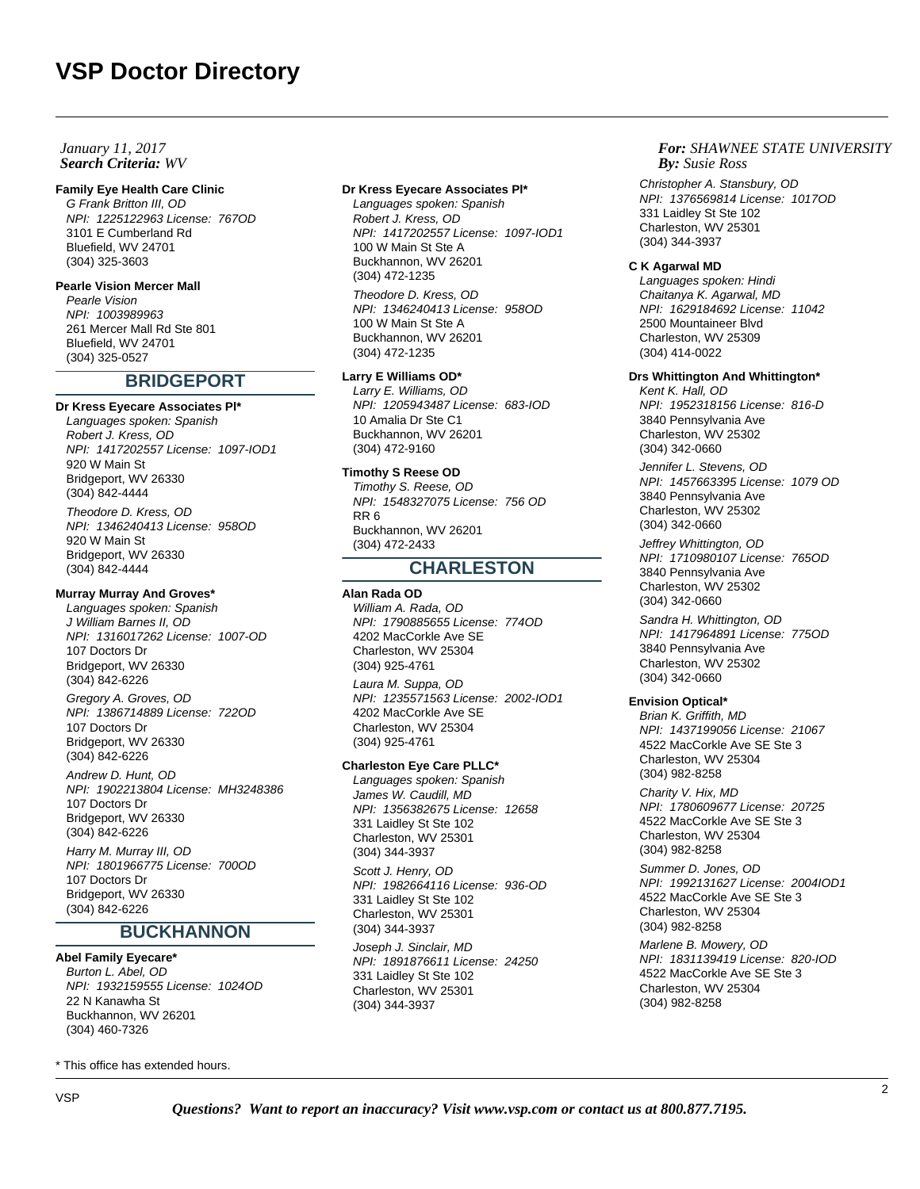# VSP Doctor Directory

*January 11, 2017*
***Search Criteria:*** *WV*

***For:*** *SHAWNEE STATE UNIVERSITY*
***By:*** *Susie Ross*

**Family Eye Health Care Clinic**
*G Frank Britton III, OD*
*NPI: 1225122963 License: 767OD*
3101 E Cumberland Rd
Bluefield, WV 24701
(304) 325-3603

**Pearle Vision Mercer Mall**
*Pearle Vision*
*NPI: 1003989963*
261 Mercer Mall Rd Ste 801
Bluefield, WV 24701
(304) 325-0527

## BRIDGEPORT

**Dr Kress Eyecare Associates Pl***
*Languages spoken: Spanish*
*Robert J. Kress, OD*
*NPI: 1417202557 License: 1097-IOD1*
920 W Main St
Bridgeport, WV 26330
(304) 842-4444

*Theodore D. Kress, OD*
*NPI: 1346240413 License: 958OD*
920 W Main St
Bridgeport, WV 26330
(304) 842-4444

**Murray Murray And Groves***
*Languages spoken: Spanish*
*J William Barnes II, OD*
*NPI: 1316017262 License: 1007-OD*
107 Doctors Dr
Bridgeport, WV 26330
(304) 842-6226

*Gregory A. Groves, OD*
*NPI: 1386714889 License: 722OD*
107 Doctors Dr
Bridgeport, WV 26330
(304) 842-6226

*Andrew D. Hunt, OD*
*NPI: 1902213804 License: MH3248386*
107 Doctors Dr
Bridgeport, WV 26330
(304) 842-6226

*Harry M. Murray III, OD*
*NPI: 1801966775 License: 700OD*
107 Doctors Dr
Bridgeport, WV 26330
(304) 842-6226

## BUCKHANNON

**Abel Family Eyecare***
*Burton L. Abel, OD*
*NPI: 1932159555 License: 1024OD*
22 N Kanawha St
Buckhannon, WV 26201
(304) 460-7326

**Dr Kress Eyecare Associates Pl***
*Languages spoken: Spanish*
*Robert J. Kress, OD*
*NPI: 1417202557 License: 1097-IOD1*
100 W Main St Ste A
Buckhannon, WV 26201
(304) 472-1235

*Theodore D. Kress, OD*
*NPI: 1346240413 License: 958OD*
100 W Main St Ste A
Buckhannon, WV 26201
(304) 472-1235

**Larry E Williams OD***
*Larry E. Williams, OD*
*NPI: 1205943487 License: 683-IOD*
10 Amalia Dr Ste C1
Buckhannon, WV 26201
(304) 472-9160

**Timothy S Reese OD**
*Timothy S. Reese, OD*
*NPI: 1548327075 License: 756 OD*
RR 6
Buckhannon, WV 26201
(304) 472-2433

## CHARLESTON

**Alan Rada OD**
*William A. Rada, OD*
*NPI: 1790885655 License: 774OD*
4202 MacCorkle Ave SE
Charleston, WV 25304
(304) 925-4761

*Laura M. Suppa, OD*
*NPI: 1235571563 License: 2002-IOD1*
4202 MacCorkle Ave SE
Charleston, WV 25304
(304) 925-4761

**Charleston Eye Care PLLC***
*Languages spoken: Spanish*
*James W. Caudill, MD*
*NPI: 1356382675 License: 12658*
331 Laidley St Ste 102
Charleston, WV 25301
(304) 344-3937

*Scott J. Henry, OD*
*NPI: 1982664116 License: 936-OD*
331 Laidley St Ste 102
Charleston, WV 25301
(304) 344-3937

*Joseph J. Sinclair, MD*
*NPI: 1891876611 License: 24250*
331 Laidley St Ste 102
Charleston, WV 25301
(304) 344-3937

*Christopher A. Stansbury, OD*
*NPI: 1376569814 License: 1017OD*
331 Laidley St Ste 102
Charleston, WV 25301
(304) 344-3937

**C K Agarwal MD**
*Languages spoken: Hindi*
*Chaitanya K. Agarwal, MD*
*NPI: 1629184692 License: 11042*
2500 Mountaineer Blvd
Charleston, WV 25309
(304) 414-0022

**Drs Whittington And Whittington***
*Kent K. Hall, OD*
*NPI: 1952318156 License: 816-D*
3840 Pennsylvania Ave
Charleston, WV 25302
(304) 342-0660

*Jennifer L. Stevens, OD*
*NPI: 1457663395 License: 1079 OD*
3840 Pennsylvania Ave
Charleston, WV 25302
(304) 342-0660

*Jeffrey Whittington, OD*
*NPI: 1710980107 License: 765OD*
3840 Pennsylvania Ave
Charleston, WV 25302
(304) 342-0660

*Sandra H. Whittington, OD*
*NPI: 1417964891 License: 775OD*
3840 Pennsylvania Ave
Charleston, WV 25302
(304) 342-0660

**Envision Optical***
*Brian K. Griffith, MD*
*NPI: 1437199056 License: 21067*
4522 MacCorkle Ave SE Ste 3
Charleston, WV 25304
(304) 982-8258

*Charity V. Hix, MD*
*NPI: 1780609677 License: 20725*
4522 MacCorkle Ave SE Ste 3
Charleston, WV 25304
(304) 982-8258

*Summer D. Jones, OD*
*NPI: 1992131627 License: 2004IOD1*
4522 MacCorkle Ave SE Ste 3
Charleston, WV 25304
(304) 982-8258

*Marlene B. Mowery, OD*
*NPI: 1831139419 License: 820-IOD*
4522 MacCorkle Ave SE Ste 3
Charleston, WV 25304
(304) 982-8258

* This office has extended hours.

***Questions? Want to report an inaccuracy? Visit www.vsp.com or contact us at 800.877.7195.***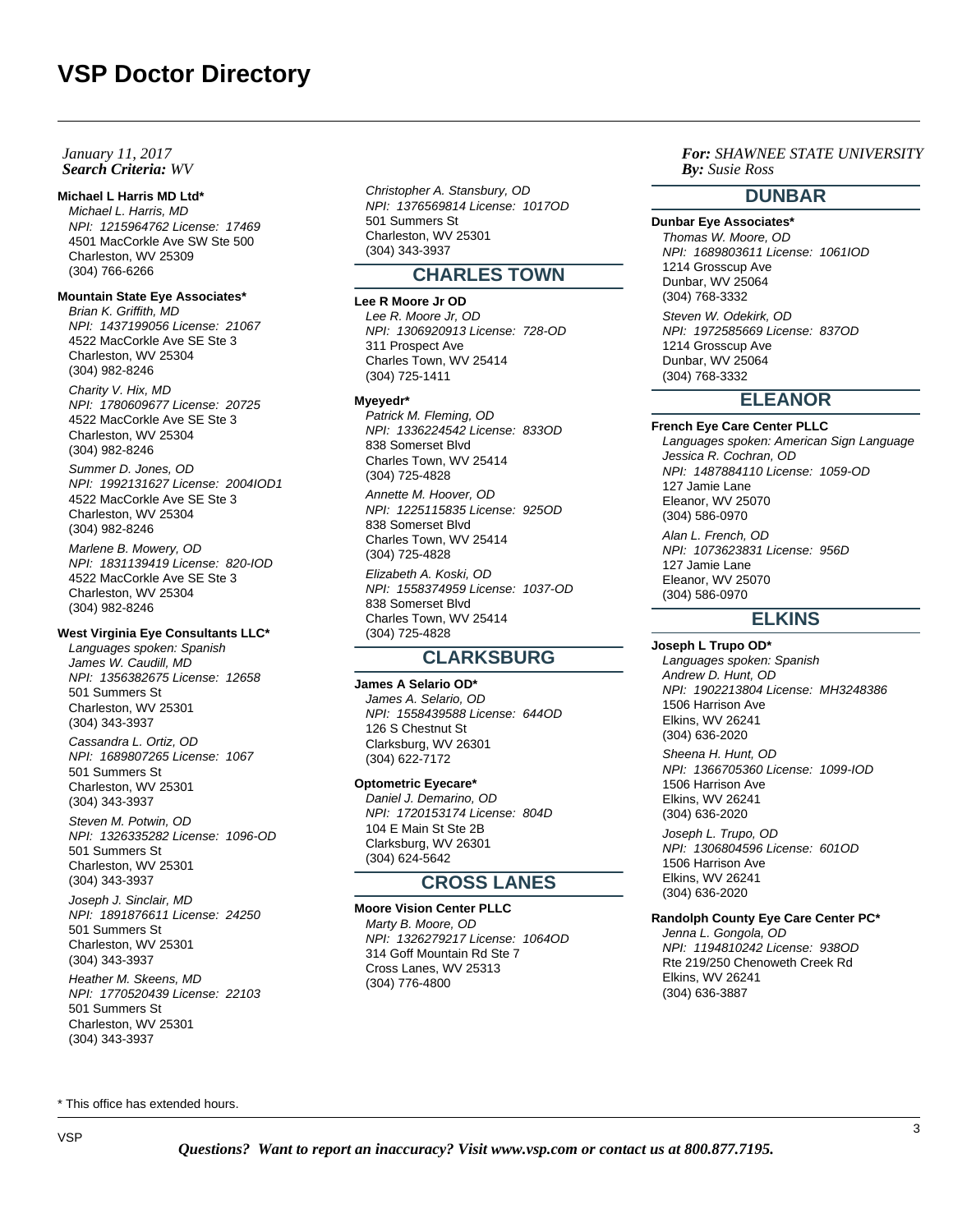# VSP Doctor Directory

*January 11, 2017*
***Search Criteria:*** *WV*

***For:*** *SHAWNEE STATE UNIVERSITY*
***By:*** *Susie Ross*

**Michael L Harris MD Ltd***
*Michael L. Harris, MD*
*NPI: 1215964762 License: 17469*
4501 MacCorkle Ave SW Ste 500
Charleston, WV 25309
(304) 766-6266

**Mountain State Eye Associates***
*Brian K. Griffith, MD*
*NPI: 1437199056 License: 21067*
4522 MacCorkle Ave SE Ste 3
Charleston, WV 25304
(304) 982-8246

*Charity V. Hix, MD*
*NPI: 1780609677 License: 20725*
4522 MacCorkle Ave SE Ste 3
Charleston, WV 25304
(304) 982-8246

*Summer D. Jones, OD*
*NPI: 1992131627 License: 2004IOD1*
4522 MacCorkle Ave SE Ste 3
Charleston, WV 25304
(304) 982-8246

*Marlene B. Mowery, OD*
*NPI: 1831139419 License: 820-IOD*
4522 MacCorkle Ave SE Ste 3
Charleston, WV 25304
(304) 982-8246

**West Virginia Eye Consultants LLC***
*Languages spoken: Spanish*
*James W. Caudill, MD*
*NPI: 1356382675 License: 12658*
501 Summers St
Charleston, WV 25301
(304) 343-3937

*Cassandra L. Ortiz, OD*
*NPI: 1689807265 License: 1067*
501 Summers St
Charleston, WV 25301
(304) 343-3937

*Steven M. Potwin, OD*
*NPI: 1326335282 License: 1096-OD*
501 Summers St
Charleston, WV 25301
(304) 343-3937

*Joseph J. Sinclair, MD*
*NPI: 1891876611 License: 24250*
501 Summers St
Charleston, WV 25301
(304) 343-3937

*Heather M. Skeens, MD*
*NPI: 1770520439 License: 22103*
501 Summers St
Charleston, WV 25301
(304) 343-3937

*Christopher A. Stansbury, OD*
*NPI: 1376569814 License: 1017OD*
501 Summers St
Charleston, WV 25301
(304) 343-3937

## CHARLES TOWN

**Lee R Moore Jr OD**
*Lee R. Moore Jr, OD*
*NPI: 1306920913 License: 728-OD*
311 Prospect Ave
Charles Town, WV 25414
(304) 725-1411

**Myeyedr***
*Patrick M. Fleming, OD*
*NPI: 1336224542 License: 833OD*
838 Somerset Blvd
Charles Town, WV 25414
(304) 725-4828

*Annette M. Hoover, OD*
*NPI: 1225115835 License: 925OD*
838 Somerset Blvd
Charles Town, WV 25414
(304) 725-4828

*Elizabeth A. Koski, OD*
*NPI: 1558374959 License: 1037-OD*
838 Somerset Blvd
Charles Town, WV 25414
(304) 725-4828

## CLARKSBURG

**James A Selario OD***
*James A. Selario, OD*
*NPI: 1558439588 License: 644OD*
126 S Chestnut St
Clarksburg, WV 26301
(304) 622-7172

**Optometric Eyecare***
*Daniel J. Demarino, OD*
*NPI: 1720153174 License: 804D*
104 E Main St Ste 2B
Clarksburg, WV 26301
(304) 624-5642

## CROSS LANES

**Moore Vision Center PLLC**
*Marty B. Moore, OD*
*NPI: 1326279217 License: 1064OD*
314 Goff Mountain Rd Ste 7
Cross Lanes, WV 25313
(304) 776-4800

## DUNBAR

**Dunbar Eye Associates***
*Thomas W. Moore, OD*
*NPI: 1689803611 License: 1061IOD*
1214 Grosscup Ave
Dunbar, WV 25064
(304) 768-3332

*Steven W. Odekirk, OD*
*NPI: 1972585669 License: 837OD*
1214 Grosscup Ave
Dunbar, WV 25064
(304) 768-3332

## ELEANOR

**French Eye Care Center PLLC**
*Languages spoken: American Sign Language*
*Jessica R. Cochran, OD*
*NPI: 1487884110 License: 1059-OD*
127 Jamie Lane
Eleanor, WV 25070
(304) 586-0970

*Alan L. French, OD*
*NPI: 1073623831 License: 956D*
127 Jamie Lane
Eleanor, WV 25070
(304) 586-0970

## ELKINS

**Joseph L Trupo OD***
*Languages spoken: Spanish*
*Andrew D. Hunt, OD*
*NPI: 1902213804 License: MH3248386*
1506 Harrison Ave
Elkins, WV 26241
(304) 636-2020

*Sheena H. Hunt, OD*
*NPI: 1366705360 License: 1099-IOD*
1506 Harrison Ave
Elkins, WV 26241
(304) 636-2020

*Joseph L. Trupo, OD*
*NPI: 1306804596 License: 601OD*
1506 Harrison Ave
Elkins, WV 26241
(304) 636-2020

**Randolph County Eye Care Center PC***
*Jenna L. Gongola, OD*
*NPI: 1194810242 License: 938OD*
Rte 219/250 Chenoweth Creek Rd
Elkins, WV 26241
(304) 636-3887

* This office has extended hours.

***Questions? Want to report an inaccuracy? Visit www.vsp.com or contact us at 800.877.7195.***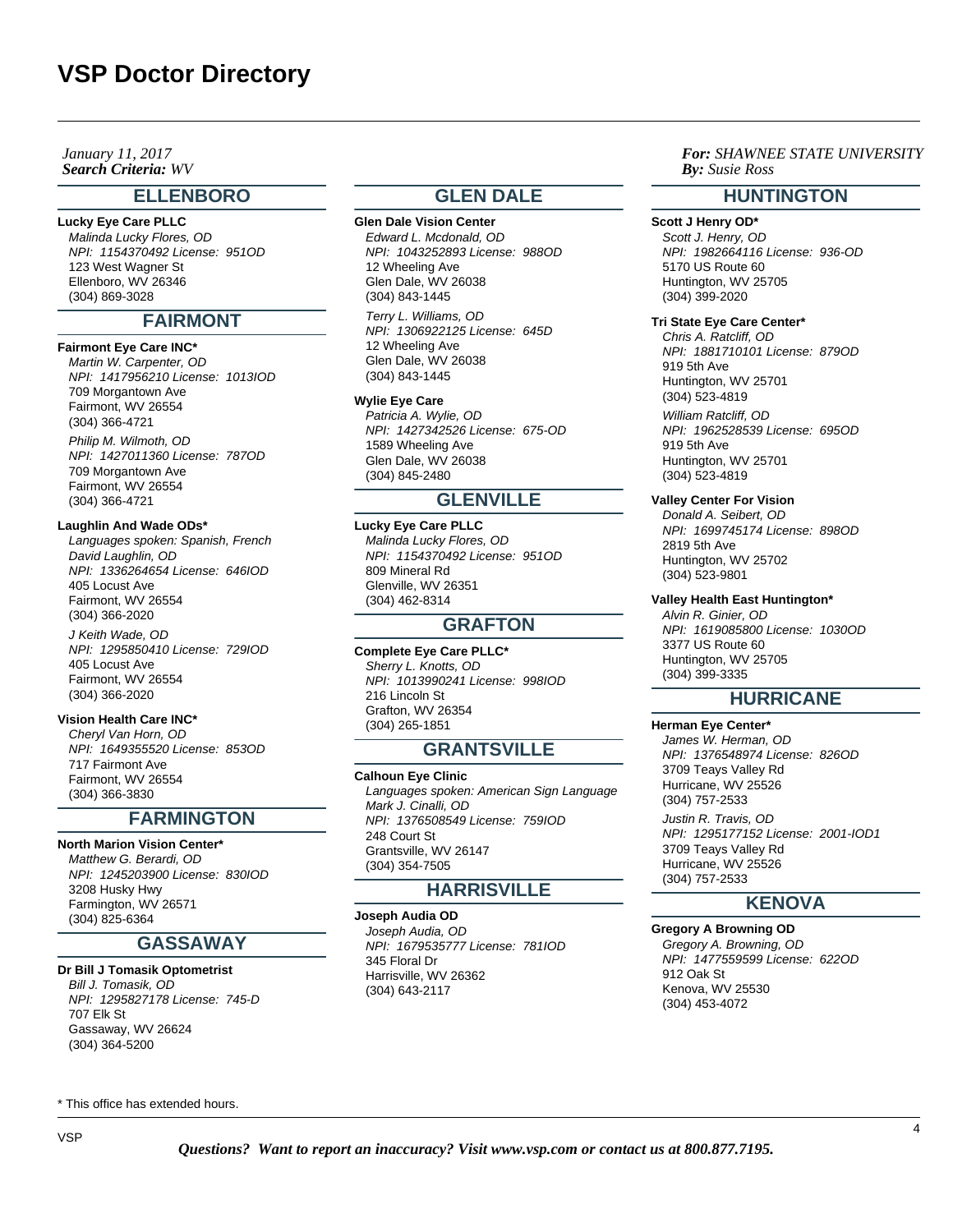# VSP Doctor Directory

*January 11, 2017*
***Search Criteria:*** *WV*

***For:*** *SHAWNEE STATE UNIVERSITY*
***By:*** *Susie Ross*

## ELLENBORO

**Lucky Eye Care PLLC**
*Malinda Lucky Flores, OD*
*NPI: 1154370492 License: 951OD*
123 West Wagner St
Ellenboro, WV 26346
(304) 869-3028

## FAIRMONT

**Fairmont Eye Care INC***
*Martin W. Carpenter, OD*
*NPI: 1417956210 License: 1013IOD*
709 Morgantown Ave
Fairmont, WV 26554
(304) 366-4721

*Philip M. Wilmoth, OD*
*NPI: 1427011360 License: 787OD*
709 Morgantown Ave
Fairmont, WV 26554
(304) 366-4721

**Laughlin And Wade ODs***
*Languages spoken: Spanish, French*
*David Laughlin, OD*
*NPI: 1336264654 License: 646IOD*
405 Locust Ave
Fairmont, WV 26554
(304) 366-2020

*J Keith Wade, OD*
*NPI: 1295850410 License: 729IOD*
405 Locust Ave
Fairmont, WV 26554
(304) 366-2020

**Vision Health Care INC***
*Cheryl Van Horn, OD*
*NPI: 1649355520 License: 853OD*
717 Fairmont Ave
Fairmont, WV 26554
(304) 366-3830

## FARMINGTON

**North Marion Vision Center***
*Matthew G. Berardi, OD*
*NPI: 1245203900 License: 830IOD*
3208 Husky Hwy
Farmington, WV 26571
(304) 825-6364

## GASSAWAY

**Dr Bill J Tomasik Optometrist**
*Bill J. Tomasik, OD*
*NPI: 1295827178 License: 745-D*
707 Elk St
Gassaway, WV 26624
(304) 364-5200

## GLEN DALE

**Glen Dale Vision Center**
*Edward L. Mcdonald, OD*
*NPI: 1043252893 License: 988OD*
12 Wheeling Ave
Glen Dale, WV 26038
(304) 843-1445

*Terry L. Williams, OD*
*NPI: 1306922125 License: 645D*
12 Wheeling Ave
Glen Dale, WV 26038
(304) 843-1445

**Wylie Eye Care**
*Patricia A. Wylie, OD*
*NPI: 1427342526 License: 675-OD*
1589 Wheeling Ave
Glen Dale, WV 26038
(304) 845-2480

## GLENVILLE

**Lucky Eye Care PLLC**
*Malinda Lucky Flores, OD*
*NPI: 1154370492 License: 951OD*
809 Mineral Rd
Glenville, WV 26351
(304) 462-8314

## GRAFTON

**Complete Eye Care PLLC***
*Sherry L. Knotts, OD*
*NPI: 1013990241 License: 998IOD*
216 Lincoln St
Grafton, WV 26354
(304) 265-1851

## GRANTSVILLE

**Calhoun Eye Clinic**
*Languages spoken: American Sign Language*
*Mark J. Cinalli, OD*
*NPI: 1376508549 License: 759IOD*
248 Court St
Grantsville, WV 26147
(304) 354-7505

## HARRISVILLE

**Joseph Audia OD**
*Joseph Audia, OD*
*NPI: 1679535777 License: 781IOD*
345 Floral Dr
Harrisville, WV 26362
(304) 643-2117

## HUNTINGTON

**Scott J Henry OD***
*Scott J. Henry, OD*
*NPI: 1982664116 License: 936-OD*
5170 US Route 60
Huntington, WV 25705
(304) 399-2020

**Tri State Eye Care Center***
*Chris A. Ratcliff, OD*
*NPI: 1881710101 License: 879OD*
919 5th Ave
Huntington, WV 25701
(304) 523-4819

*William Ratcliff, OD*
*NPI: 1962528539 License: 695OD*
919 5th Ave
Huntington, WV 25701
(304) 523-4819

**Valley Center For Vision**
*Donald A. Seibert, OD*
*NPI: 1699745174 License: 898OD*
2819 5th Ave
Huntington, WV 25702
(304) 523-9801

**Valley Health East Huntington***
*Alvin R. Ginier, OD*
*NPI: 1619085800 License: 1030OD*
3377 US Route 60
Huntington, WV 25705
(304) 399-3335

## HURRICANE

**Herman Eye Center***
*James W. Herman, OD*
*NPI: 1376548974 License: 826OD*
3709 Teays Valley Rd
Hurricane, WV 25526
(304) 757-2533

*Justin R. Travis, OD*
*NPI: 1295177152 License: 2001-IOD1*
3709 Teays Valley Rd
Hurricane, WV 25526
(304) 757-2533

## KENOVA

**Gregory A Browning OD**
*Gregory A. Browning, OD*
*NPI: 1477559599 License: 622OD*
912 Oak St
Kenova, WV 25530
(304) 453-4072

\* This office has extended hours.

***Questions? Want to report an inaccuracy? Visit www.vsp.com or contact us at 800.877.7195.***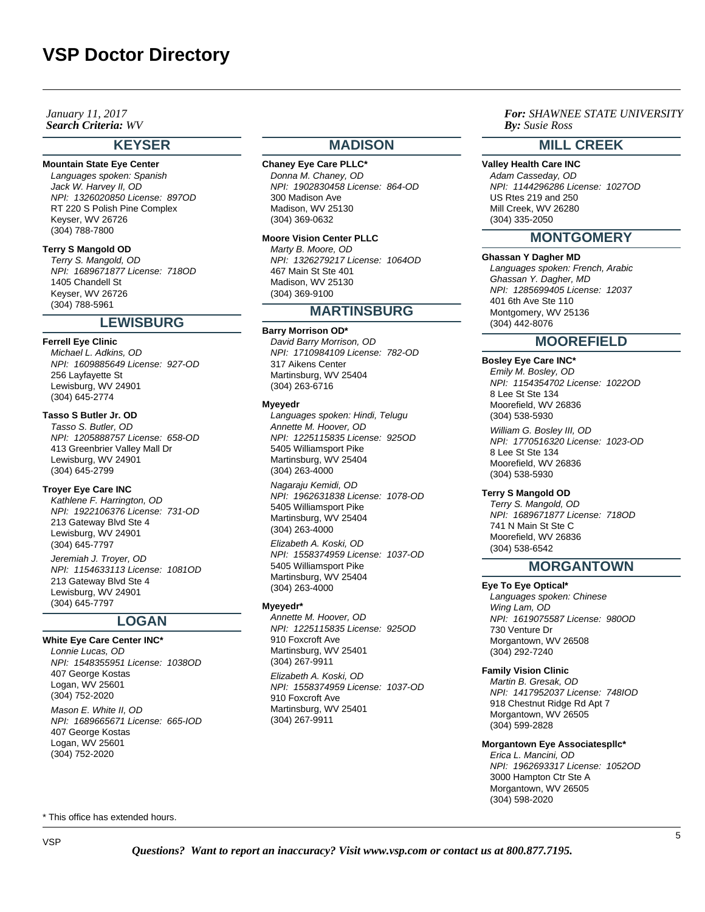# VSP Doctor Directory

*January 11, 2017*
***Search Criteria:*** *WV*

***For:*** *SHAWNEE STATE UNIVERSITY*
***By:*** *Susie Ross*

## KEYSER

**Mountain State Eye Center**
*Languages spoken: Spanish*
*Jack W. Harvey II, OD*
*NPI: 1326020850 License: 897OD*
RT 220 S Polish Pine Complex
Keyser, WV 26726
(304) 788-7800

**Terry S Mangold OD**
*Terry S. Mangold, OD*
*NPI: 1689671877 License: 718OD*
1405 Chandell St
Keyser, WV 26726
(304) 788-5961

## LEWISBURG

**Ferrell Eye Clinic**
*Michael L. Adkins, OD*
*NPI: 1609885649 License: 927-OD*
256 Layfayette St
Lewisburg, WV 24901
(304) 645-2774

**Tasso S Butler Jr. OD**
*Tasso S. Butler, OD*
*NPI: 1205888757 License: 658-OD*
413 Greenbrier Valley Mall Dr
Lewisburg, WV 24901
(304) 645-2799

**Troyer Eye Care INC**
*Kathlene F. Harrington, OD*
*NPI: 1922106376 License: 731-OD*
213 Gateway Blvd Ste 4
Lewisburg, WV 24901
(304) 645-7797

*Jeremiah J. Troyer, OD*
*NPI: 1154633113 License: 1081OD*
213 Gateway Blvd Ste 4
Lewisburg, WV 24901
(304) 645-7797

## LOGAN

**White Eye Care Center INC***
*Lonnie Lucas, OD*
*NPI: 1548355951 License: 1038OD*
407 George Kostas
Logan, WV 25601
(304) 752-2020

*Mason E. White II, OD*
*NPI: 1689665671 License: 665-IOD*
407 George Kostas
Logan, WV 25601
(304) 752-2020

## MADISON

**Chaney Eye Care PLLC***
*Donna M. Chaney, OD*
*NPI: 1902830458 License: 864-OD*
300 Madison Ave
Madison, WV 25130
(304) 369-0632

**Moore Vision Center PLLC**
*Marty B. Moore, OD*
*NPI: 1326279217 License: 1064OD*
467 Main St Ste 401
Madison, WV 25130
(304) 369-9100

## MARTINSBURG

**Barry Morrison OD***
*David Barry Morrison, OD*
*NPI: 1710984109 License: 782-OD*
317 Aikens Center
Martinsburg, WV 25404
(304) 263-6716

**Myeyedr**
*Languages spoken: Hindi, Telugu*
*Annette M. Hoover, OD*
*NPI: 1225115835 License: 925OD*
5405 Williamsport Pike
Martinsburg, WV 25404
(304) 263-4000

*Nagaraju Kemidi, OD*
*NPI: 1962631838 License: 1078-OD*
5405 Williamsport Pike
Martinsburg, WV 25404
(304) 263-4000

*Elizabeth A. Koski, OD*
*NPI: 1558374959 License: 1037-OD*
5405 Williamsport Pike
Martinsburg, WV 25404
(304) 263-4000

**Myeyedr***
*Annette M. Hoover, OD*
*NPI: 1225115835 License: 925OD*
910 Foxcroft Ave
Martinsburg, WV 25401
(304) 267-9911

*Elizabeth A. Koski, OD*
*NPI: 1558374959 License: 1037-OD*
910 Foxcroft Ave
Martinsburg, WV 25401
(304) 267-9911

## MILL CREEK

**Valley Health Care INC**
*Adam Casseday, OD*
*NPI: 1144296286 License: 1027OD*
US Rtes 219 and 250
Mill Creek, WV 26280
(304) 335-2050

## MONTGOMERY

**Ghassan Y Dagher MD**
*Languages spoken: French, Arabic*
*Ghassan Y. Dagher, MD*
*NPI: 1285699405 License: 12037*
401 6th Ave Ste 110
Montgomery, WV 25136
(304) 442-8076

## MOOREFIELD

**Bosley Eye Care INC***
*Emily M. Bosley, OD*
*NPI: 1154354702 License: 1022OD*
8 Lee St Ste 134
Moorefield, WV 26836
(304) 538-5930

*William G. Bosley III, OD*
*NPI: 1770516320 License: 1023-OD*
8 Lee St Ste 134
Moorefield, WV 26836
(304) 538-5930

**Terry S Mangold OD**
*Terry S. Mangold, OD*
*NPI: 1689671877 License: 718OD*
741 N Main St Ste C
Moorefield, WV 26836
(304) 538-6542

## MORGANTOWN

**Eye To Eye Optical***
*Languages spoken: Chinese*
*Wing Lam, OD*
*NPI: 1619075587 License: 980OD*
730 Venture Dr
Morgantown, WV 26508
(304) 292-7240

**Family Vision Clinic**
*Martin B. Gresak, OD*
*NPI: 1417952037 License: 748IOD*
918 Chestnut Ridge Rd Apt 7
Morgantown, WV 26505
(304) 599-2828

**Morgantown Eye Associatespllc***
*Erica L. Mancini, OD*
*NPI: 1962693317 License: 1052OD*
3000 Hampton Ctr Ste A
Morgantown, WV 26505
(304) 598-2020

\* This office has extended hours.

***Questions? Want to report an inaccuracy? Visit www.vsp.com or contact us at 800.877.7195.***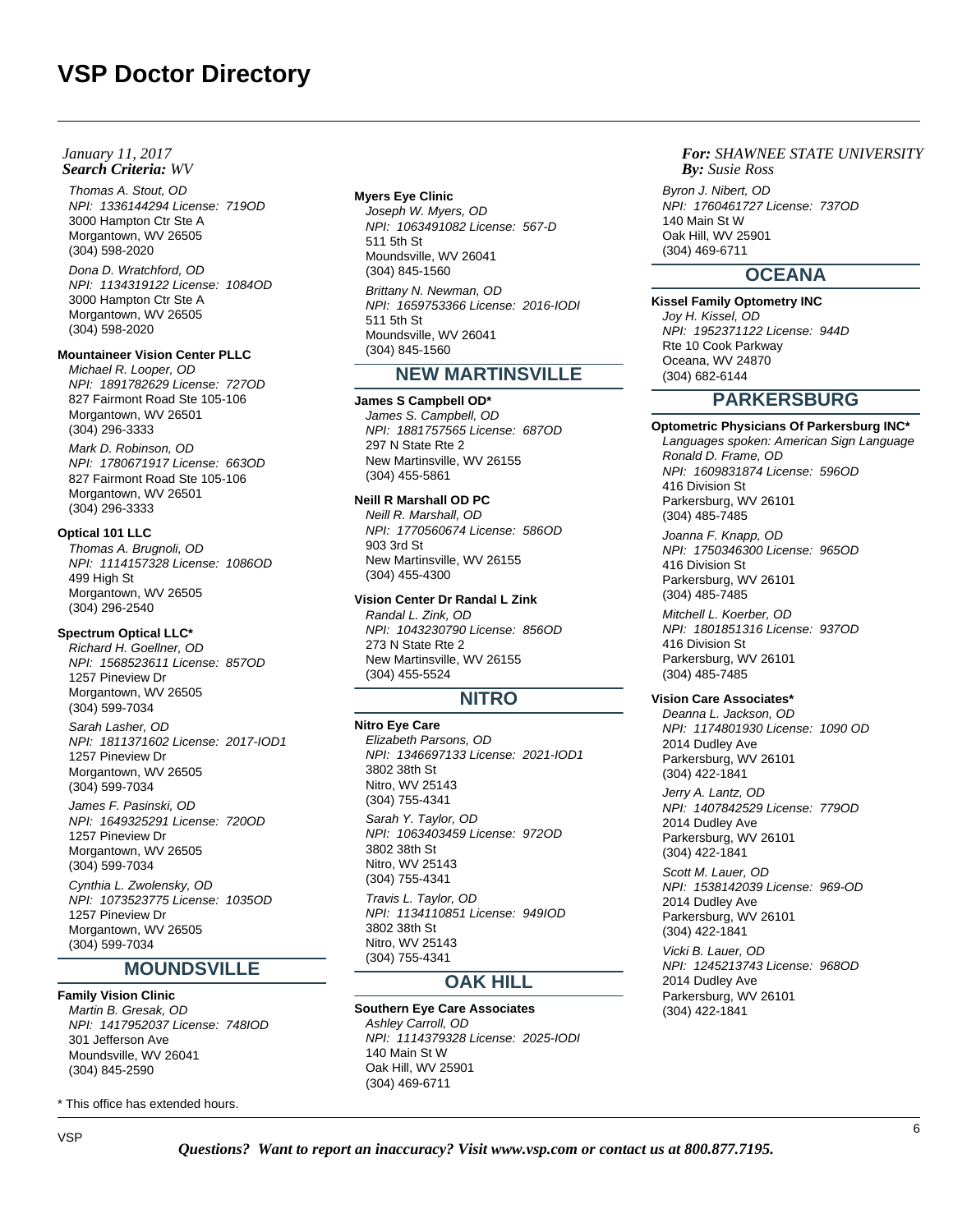*January 11, 2017*
***Search Criteria:** WV*

***For:** SHAWNEE STATE UNIVERSITY*
***By:** Susie Ross*

*Thomas A. Stout, OD*
*NPI: 1336144294 License: 719OD*
3000 Hampton Ctr Ste A
Morgantown, WV 26505
(304) 598-2020

*Dona D. Wratchford, OD*
*NPI: 1134319122 License: 1084OD*
3000 Hampton Ctr Ste A
Morgantown, WV 26505
(304) 598-2020

**Mountaineer Vision Center PLLC**
*Michael R. Looper, OD*
*NPI: 1891782629 License: 727OD*
827 Fairmont Road Ste 105-106
Morgantown, WV 26501
(304) 296-3333

*Mark D. Robinson, OD*
*NPI: 1780671917 License: 663OD*
827 Fairmont Road Ste 105-106
Morgantown, WV 26501
(304) 296-3333

**Optical 101 LLC**
*Thomas A. Brugnoli, OD*
*NPI: 1114157328 License: 1086OD*
499 High St
Morgantown, WV 26505
(304) 296-2540

**Spectrum Optical LLC***
*Richard H. Goellner, OD*
*NPI: 1568523611 License: 857OD*
1257 Pineview Dr
Morgantown, WV 26505
(304) 599-7034

*Sarah Lasher, OD*
*NPI: 1811371602 License: 2017-IOD1*
1257 Pineview Dr
Morgantown, WV 26505
(304) 599-7034

*James F. Pasinski, OD*
*NPI: 1649325291 License: 720OD*
1257 Pineview Dr
Morgantown, WV 26505
(304) 599-7034

*Cynthia L. Zwolensky, OD*
*NPI: 1073523775 License: 1035OD*
1257 Pineview Dr
Morgantown, WV 26505
(304) 599-7034

## MOUNDSVILLE

**Family Vision Clinic**
*Martin B. Gresak, OD*
*NPI: 1417952037 License: 748IOD*
301 Jefferson Ave
Moundsville, WV 26041
(304) 845-2590

**Myers Eye Clinic**
*Joseph W. Myers, OD*
*NPI: 1063491082 License: 567-D*
511 5th St
Moundsville, WV 26041
(304) 845-1560

*Brittany N. Newman, OD*
*NPI: 1659753366 License: 2016-IODI*
511 5th St
Moundsville, WV 26041
(304) 845-1560

## NEW MARTINSVILLE

**James S Campbell OD***
*James S. Campbell, OD*
*NPI: 1881757565 License: 687OD*
297 N State Rte 2
New Martinsville, WV 26155
(304) 455-5861

**Neill R Marshall OD PC**
*Neill R. Marshall, OD*
*NPI: 1770560674 License: 586OD*
903 3rd St
New Martinsville, WV 26155
(304) 455-4300

**Vision Center Dr Randal L Zink**
*Randal L. Zink, OD*
*NPI: 1043230790 License: 856OD*
273 N State Rte 2
New Martinsville, WV 26155
(304) 455-5524

## NITRO

**Nitro Eye Care**
*Elizabeth Parsons, OD*
*NPI: 1346697133 License: 2021-IOD1*
3802 38th St
Nitro, WV 25143
(304) 755-4341

*Sarah Y. Taylor, OD*
*NPI: 1063403459 License: 972OD*
3802 38th St
Nitro, WV 25143
(304) 755-4341

*Travis L. Taylor, OD*
*NPI: 1134110851 License: 949IOD*
3802 38th St
Nitro, WV 25143
(304) 755-4341

## OAK HILL

**Southern Eye Care Associates**
*Ashley Carroll, OD*
*NPI: 1114379328 License: 2025-IODI*
140 Main St W
Oak Hill, WV 25901
(304) 469-6711

*Byron J. Nibert, OD*
*NPI: 1760461727 License: 737OD*
140 Main St W
Oak Hill, WV 25901
(304) 469-6711

## OCEANA

**Kissel Family Optometry INC**
*Joy H. Kissel, OD*
*NPI: 1952371122 License: 944D*
Rte 10 Cook Parkway
Oceana, WV 24870
(304) 682-6144

## PARKERSBURG

**Optometric Physicians Of Parkersburg INC***
*Languages spoken: American Sign Language*
*Ronald D. Frame, OD*
*NPI: 1609831874 License: 596OD*
416 Division St
Parkersburg, WV 26101
(304) 485-7485

*Joanna F. Knapp, OD*
*NPI: 1750346300 License: 965OD*
416 Division St
Parkersburg, WV 26101
(304) 485-7485

*Mitchell L. Koerber, OD*
*NPI: 1801851316 License: 937OD*
416 Division St
Parkersburg, WV 26101
(304) 485-7485

**Vision Care Associates***
*Deanna L. Jackson, OD*
*NPI: 1174801930 License: 1090 OD*
2014 Dudley Ave
Parkersburg, WV 26101
(304) 422-1841

*Jerry A. Lantz, OD*
*NPI: 1407842529 License: 779OD*
2014 Dudley Ave
Parkersburg, WV 26101
(304) 422-1841

*Scott M. Lauer, OD*
*NPI: 1538142039 License: 969-OD*
2014 Dudley Ave
Parkersburg, WV 26101
(304) 422-1841

*Vicki B. Lauer, OD*
*NPI: 1245213743 License: 968OD*
2014 Dudley Ave
Parkersburg, WV 26101
(304) 422-1841

* This office has extended hours.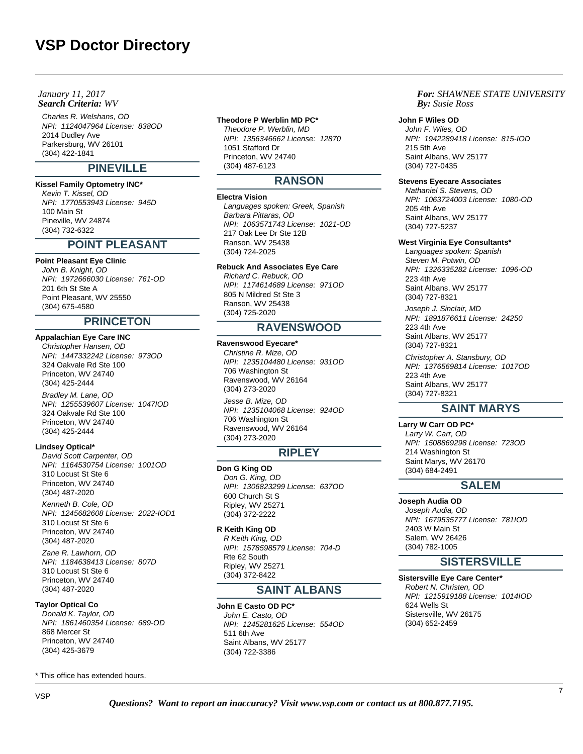# VSP Doctor Directory

*January 11, 2017*
***Search Criteria:** WV*

***For:** SHAWNEE STATE UNIVERSITY*
***By:** Susie Ross*

*Charles R. Welshans, OD*
*NPI: 1124047964 License: 838OD*
2014 Dudley Ave
Parkersburg, WV 26101
(304) 422-1841

## PINEVILLE

**Kissel Family Optometry INC***
*Kevin T. Kissel, OD*
*NPI: 1770553943 License: 945D*
100 Main St
Pineville, WV 24874
(304) 732-6322

## POINT PLEASANT

**Point Pleasant Eye Clinic**
*John B. Knight, OD*
*NPI: 1972666030 License: 761-OD*
201 6th St Ste A
Point Pleasant, WV 25550
(304) 675-4580

## PRINCETON

**Appalachian Eye Care INC**
*Christopher Hansen, OD*
*NPI: 1447332242 License: 973OD*
324 Oakvale Rd Ste 100
Princeton, WV 24740
(304) 425-2444

*Bradley M. Lane, OD*
*NPI: 1255539607 License: 1047IOD*
324 Oakvale Rd Ste 100
Princeton, WV 24740
(304) 425-2444

**Lindsey Optical***
*David Scott Carpenter, OD*
*NPI: 1164530754 License: 1001OD*
310 Locust St Ste 6
Princeton, WV 24740
(304) 487-2020

*Kenneth B. Cole, OD*
*NPI: 1245682608 License: 2022-IOD1*
310 Locust St Ste 6
Princeton, WV 24740
(304) 487-2020

*Zane R. Lawhorn, OD*
*NPI: 1184638413 License: 807D*
310 Locust St Ste 6
Princeton, WV 24740
(304) 487-2020

**Taylor Optical Co**
*Donald K. Taylor, OD*
*NPI: 1861460354 License: 689-OD*
868 Mercer St
Princeton, WV 24740
(304) 425-3679

**Theodore P Werblin MD PC***
*Theodore P. Werblin, MD*
*NPI: 1356346662 License: 12870*
1051 Stafford Dr
Princeton, WV 24740
(304) 487-6123

## RANSON

**Electra Vision**
*Languages spoken: Greek, Spanish*
*Barbara Pittaras, OD*
*NPI: 1063571743 License: 1021-OD*
217 Oak Lee Dr Ste 12B
Ranson, WV 25438
(304) 724-2025

**Rebuck And Associates Eye Care**
*Richard C. Rebuck, OD*
*NPI: 1174614689 License: 971OD*
805 N Mildred St Ste 3
Ranson, WV 25438
(304) 725-2020

## RAVENSWOOD

**Ravenswood Eyecare***
*Christine R. Mize, OD*
*NPI: 1235104480 License: 931OD*
706 Washington St
Ravenswood, WV 26164
(304) 273-2020

*Jesse B. Mize, OD*
*NPI: 1235104068 License: 924OD*
706 Washington St
Ravenswood, WV 26164
(304) 273-2020

## RIPLEY

**Don G King OD**
*Don G. King, OD*
*NPI: 1306823299 License: 637OD*
600 Church St S
Ripley, WV 25271
(304) 372-2222

**R Keith King OD**
*R Keith King, OD*
*NPI: 1578598579 License: 704-D*
Rte 62 South
Ripley, WV 25271
(304) 372-8422

## SAINT ALBANS

**John E Casto OD PC***
*John E. Casto, OD*
*NPI: 1245281625 License: 554OD*
511 6th Ave
Saint Albans, WV 25177
(304) 722-3386

**John F Wiles OD**
*John F. Wiles, OD*
*NPI: 1942289418 License: 815-IOD*
215 5th Ave
Saint Albans, WV 25177
(304) 727-0435

**Stevens Eyecare Associates**
*Nathaniel S. Stevens, OD*
*NPI: 1063724003 License: 1080-OD*
205 4th Ave
Saint Albans, WV 25177
(304) 727-5237

**West Virginia Eye Consultants***
*Languages spoken: Spanish*
*Steven M. Potwin, OD*
*NPI: 1326335282 License: 1096-OD*
223 4th Ave
Saint Albans, WV 25177
(304) 727-8321

*Joseph J. Sinclair, MD*
*NPI: 1891876611 License: 24250*
223 4th Ave
Saint Albans, WV 25177
(304) 727-8321

*Christopher A. Stansbury, OD*
*NPI: 1376569814 License: 1017OD*
223 4th Ave
Saint Albans, WV 25177
(304) 727-8321

## SAINT MARYS

**Larry W Carr OD PC***
*Larry W. Carr, OD*
*NPI: 1508869298 License: 723OD*
214 Washington St
Saint Marys, WV 26170
(304) 684-2491

## SALEM

**Joseph Audia OD**
*Joseph Audia, OD*
*NPI: 1679535777 License: 781IOD*
2403 W Main St
Salem, WV 26426
(304) 782-1005

## SISTERSVILLE

**Sistersville Eye Care Center***
*Robert N. Christen, OD*
*NPI: 1215919188 License: 1014IOD*
624 Wells St
Sistersville, WV 26175
(304) 652-2459

* This office has extended hours.

***Questions? Want to report an inaccuracy? Visit www.vsp.com or contact us at 800.877.7195.***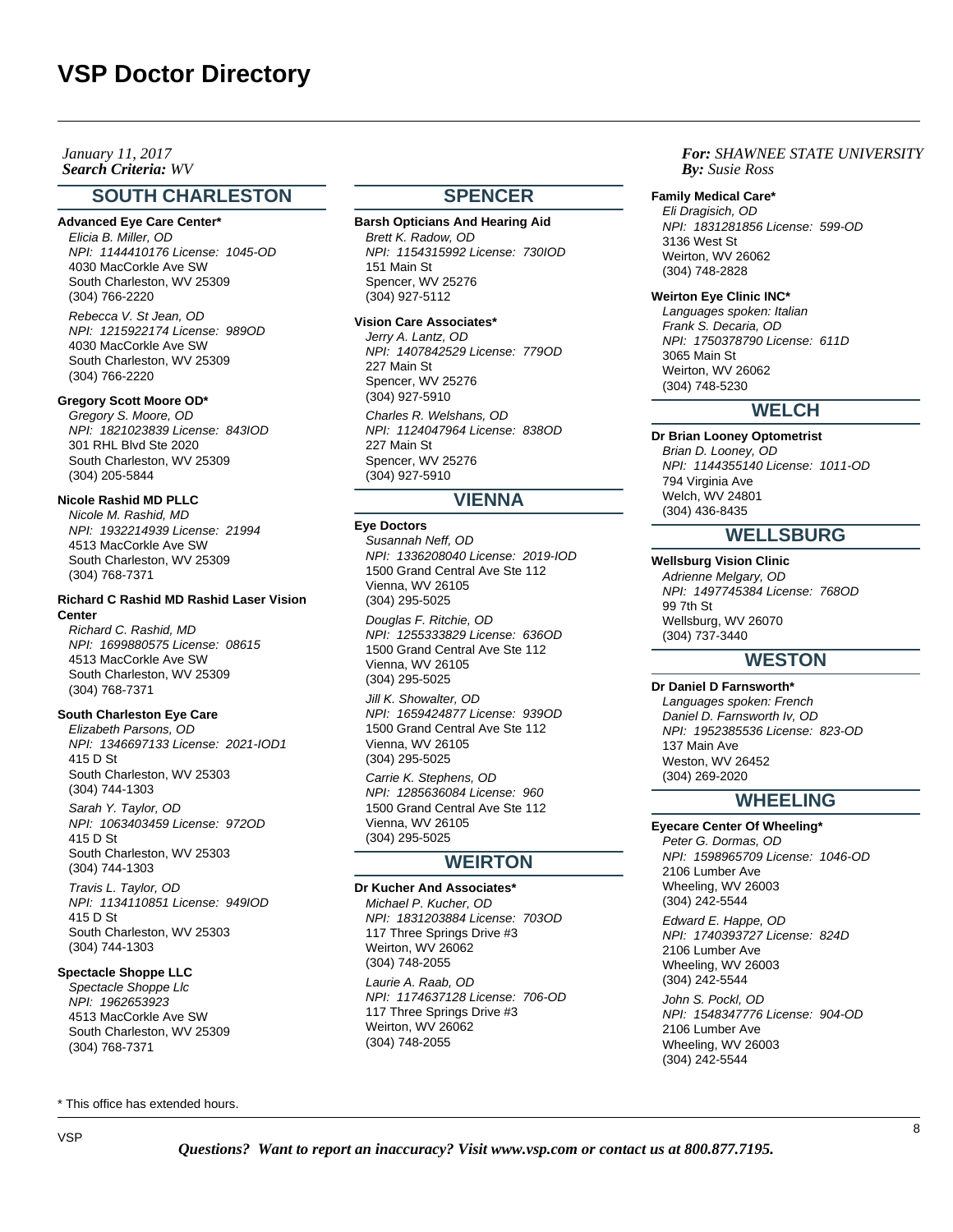# VSP Doctor Directory

*January 11, 2017*
***Search Criteria:*** *WV*

***For:*** *SHAWNEE STATE UNIVERSITY*
***By:*** *Susie Ross*

## SOUTH CHARLESTON

**Advanced Eye Care Center***

*Elicia B. Miller, OD*
*NPI: 1144410176 License: 1045-OD*
4030 MacCorkle Ave SW
South Charleston, WV 25309
(304) 766-2220

*Rebecca V. St Jean, OD*
*NPI: 1215922174 License: 989OD*
4030 MacCorkle Ave SW
South Charleston, WV 25309
(304) 766-2220

**Gregory Scott Moore OD***

*Gregory S. Moore, OD*
*NPI: 1821023839 License: 843IOD*
301 RHL Blvd Ste 2020
South Charleston, WV 25309
(304) 205-5844

**Nicole Rashid MD PLLC**

*Nicole M. Rashid, MD*
*NPI: 1932214939 License: 21994*
4513 MacCorkle Ave SW
South Charleston, WV 25309
(304) 768-7371

**Richard C Rashid MD Rashid Laser Vision Center**

*Richard C. Rashid, MD*
*NPI: 1699880575 License: 08615*
4513 MacCorkle Ave SW
South Charleston, WV 25309
(304) 768-7371

**South Charleston Eye Care**

*Elizabeth Parsons, OD*
*NPI: 1346697133 License: 2021-IOD1*
415 D St
South Charleston, WV 25303
(304) 744-1303

*Sarah Y. Taylor, OD*
*NPI: 1063403459 License: 972OD*
415 D St
South Charleston, WV 25303
(304) 744-1303

*Travis L. Taylor, OD*
*NPI: 1134110851 License: 949IOD*
415 D St
South Charleston, WV 25303
(304) 744-1303

**Spectacle Shoppe LLC**

*Spectacle Shoppe Llc*
*NPI: 1962653923*
4513 MacCorkle Ave SW
South Charleston, WV 25309
(304) 768-7371

## SPENCER

**Barsh Opticians And Hearing Aid**

*Brett K. Radow, OD*
*NPI: 1154315992 License: 730IOD*
151 Main St
Spencer, WV 25276
(304) 927-5112

**Vision Care Associates***

*Jerry A. Lantz, OD*
*NPI: 1407842529 License: 779OD*
227 Main St
Spencer, WV 25276
(304) 927-5910

*Charles R. Welshans, OD*
*NPI: 1124047964 License: 838OD*
227 Main St
Spencer, WV 25276
(304) 927-5910

## VIENNA

**Eye Doctors**

*Susannah Neff, OD*
*NPI: 1336208040 License: 2019-IOD*
1500 Grand Central Ave Ste 112
Vienna, WV 26105
(304) 295-5025

*Douglas F. Ritchie, OD*
*NPI: 1255333829 License: 636OD*
1500 Grand Central Ave Ste 112
Vienna, WV 26105
(304) 295-5025

*Jill K. Showalter, OD*
*NPI: 1659424877 License: 939OD*
1500 Grand Central Ave Ste 112
Vienna, WV 26105
(304) 295-5025

*Carrie K. Stephens, OD*
*NPI: 1285636084 License: 960*
1500 Grand Central Ave Ste 112
Vienna, WV 26105
(304) 295-5025

## WEIRTON

**Dr Kucher And Associates***

*Michael P. Kucher, OD*
*NPI: 1831203884 License: 703OD*
117 Three Springs Drive #3
Weirton, WV 26062
(304) 748-2055

*Laurie A. Raab, OD*
*NPI: 1174637128 License: 706-OD*
117 Three Springs Drive #3
Weirton, WV 26062
(304) 748-2055

**Family Medical Care***

*Eli Dragisich, OD*
*NPI: 1831281856 License: 599-OD*
3136 West St
Weirton, WV 26062
(304) 748-2828

**Weirton Eye Clinic INC***

*Languages spoken: Italian*
*Frank S. Decaria, OD*
*NPI: 1750378790 License: 611D*
3065 Main St
Weirton, WV 26062
(304) 748-5230

## WELCH

**Dr Brian Looney Optometrist**

*Brian D. Looney, OD*
*NPI: 1144355140 License: 1011-OD*
794 Virginia Ave
Welch, WV 24801
(304) 436-8435

## WELLSBURG

**Wellsburg Vision Clinic**

*Adrienne Melgary, OD*
*NPI: 1497745384 License: 768OD*
99 7th St
Wellsburg, WV 26070
(304) 737-3440

## WESTON

**Dr Daniel D Farnsworth***

*Languages spoken: French*
*Daniel D. Farnsworth Iv, OD*
*NPI: 1952385536 License: 823-OD*
137 Main Ave
Weston, WV 26452
(304) 269-2020

## WHEELING

**Eyecare Center Of Wheeling***

*Peter G. Dormas, OD*
*NPI: 1598965709 License: 1046-OD*
2106 Lumber Ave
Wheeling, WV 26003
(304) 242-5544

*Edward E. Happe, OD*
*NPI: 1740393727 License: 824D*
2106 Lumber Ave
Wheeling, WV 26003
(304) 242-5544

*John S. Pockl, OD*
*NPI: 1548347776 License: 904-OD*
2106 Lumber Ave
Wheeling, WV 26003
(304) 242-5544

* This office has extended hours.

***Questions? Want to report an inaccuracy? Visit www.vsp.com or contact us at 800.877.7195.***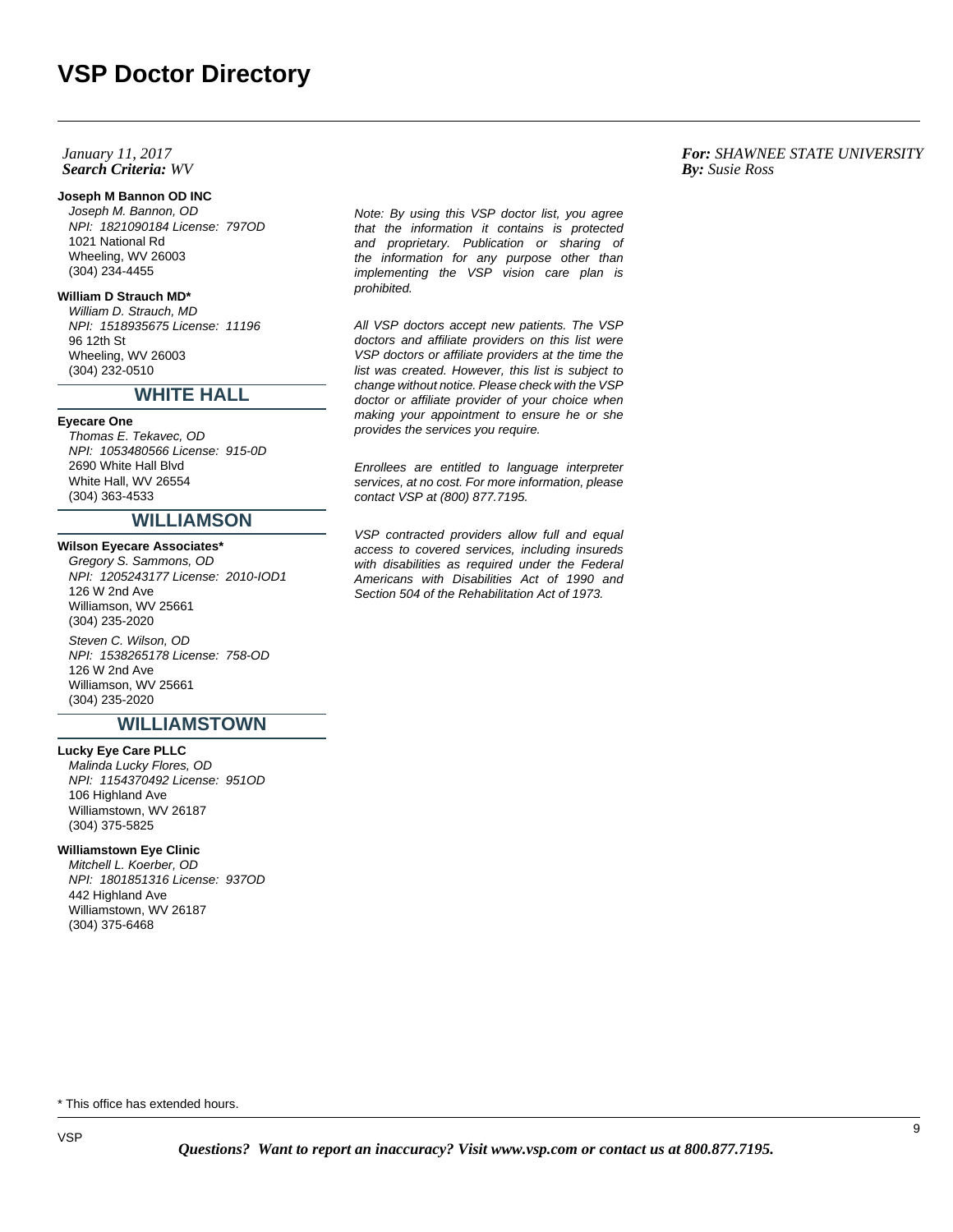# VSP Doctor Directory

*January 11, 2017*
***Search Criteria:*** *WV*

***For:*** *SHAWNEE STATE UNIVERSITY*
***By:*** *Susie Ross*

**Joseph M Bannon OD INC**

*Joseph M. Bannon, OD*
*NPI: 1821090184 License: 797OD*
1021 National Rd
Wheeling, WV 26003
(304) 234-4455

**William D Strauch MD***

*William D. Strauch, MD*
*NPI: 1518935675 License: 11196*
96 12th St
Wheeling, WV 26003
(304) 232-0510

## WHITE HALL

**Eyecare One**

*Thomas E. Tekavec, OD*
*NPI: 1053480566 License: 915-0D*
2690 White Hall Blvd
White Hall, WV 26554
(304) 363-4533

## WILLIAMSON

**Wilson Eyecare Associates***

*Gregory S. Sammons, OD*
*NPI: 1205243177 License: 2010-IOD1*
126 W 2nd Ave
Williamson, WV 25661
(304) 235-2020

*Steven C. Wilson, OD*
*NPI: 1538265178 License: 758-OD*
126 W 2nd Ave
Williamson, WV 25661
(304) 235-2020

## WILLIAMSTOWN

**Lucky Eye Care PLLC**

*Malinda Lucky Flores, OD*
*NPI: 1154370492 License: 951OD*
106 Highland Ave
Williamstown, WV 26187
(304) 375-5825

**Williamstown Eye Clinic**

*Mitchell L. Koerber, OD*
*NPI: 1801851316 License: 937OD*
442 Highland Ave
Williamstown, WV 26187
(304) 375-6468

*Note: By using this VSP doctor list, you agree that the information it contains is protected and proprietary. Publication or sharing of the information for any purpose other than implementing the VSP vision care plan is prohibited.*

*All VSP doctors accept new patients. The VSP doctors and affiliate providers on this list were VSP doctors or affiliate providers at the time the list was created. However, this list is subject to change without notice. Please check with the VSP doctor or affiliate provider of your choice when making your appointment to ensure he or she provides the services you require.*

*Enrollees are entitled to language interpreter services, at no cost. For more information, please contact VSP at (800) 877.7195.*

*VSP contracted providers allow full and equal access to covered services, including insureds with disabilities as required under the Federal Americans with Disabilities Act of 1990 and Section 504 of the Rehabilitation Act of 1973.*

* This office has extended hours.

***Questions? Want to report an inaccuracy? Visit www.vsp.com or contact us at 800.877.7195.***